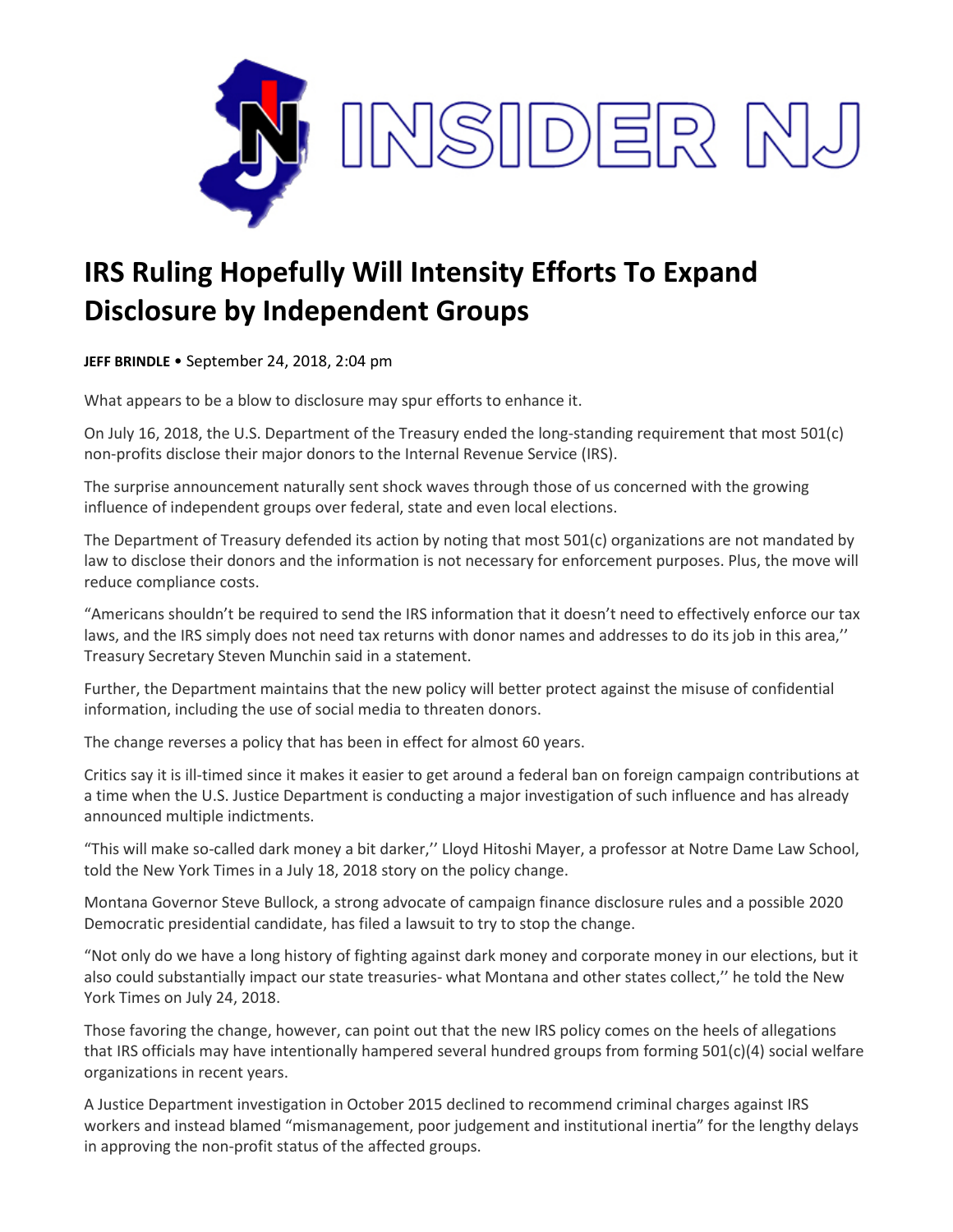INSIDER NJ

# IRS Ruling Hopefully Will Intensity Efforts To Expand Disclosure by Independent Groups

**JEFF BRINDLE** • September 24, 2018, 2:04 pm

What appears to be a blow to disclosure may spur efforts to enhance it.

On July 16, 2018, the U.S. Department of the Treasury ended the long-standing requirement that most 501(c) non-profits disclose their major donors to the Internal Revenue Service (IRS).

The surprise announcement naturally sent shock waves through those of us concerned with the growing influence of independent groups over federal, state and even local elections.

The Department of Treasury defended its action by noting that most 501(c) organizations are not mandated by law to disclose their donors and the information is not necessary for enforcement purposes. Plus, the move will reduce compliance costs.

"Americans shouldn't be required to send the IRS information that it doesn't need to effectively enforce our tax laws, and the IRS simply does not need tax returns with donor names and addresses to do its job in this area,'' Treasury Secretary Steven Munchin said in a statement.

Further, the Department maintains that the new policy will better protect against the misuse of confidential information, including the use of social media to threaten donors.

The change reverses a policy that has been in effect for almost 60 years.

Critics say it is ill-timed since it makes it easier to get around a federal ban on foreign campaign contributions at a time when the U.S. Justice Department is conducting a major investigation of such influence and has already announced multiple indictments.

"This will make so-called dark money a bit darker,'' Lloyd Hitoshi Mayer, a professor at Notre Dame Law School, told the New York Times in a July 18, 2018 story on the policy change.

Montana Governor Steve Bullock, a strong advocate of campaign finance disclosure rules and a possible 2020 Democratic presidential candidate, has filed a lawsuit to try to stop the change.

"Not only do we have a long history of fighting against dark money and corporate money in our elections, but it also could substantially impact our state treasuries- what Montana and other states collect,'' he told the New York Times on July 24, 2018.

Those favoring the change, however, can point out that the new IRS policy comes on the heels of allegations that IRS officials may have intentionally hampered several hundred groups from forming 501(c)(4) social welfare organizations in recent years.

A Justice Department investigation in October 2015 declined to recommend criminal charges against IRS workers and instead blamed "mismanagement, poor judgement and institutional inertia" for the lengthy delays in approving the non-profit status of the affected groups.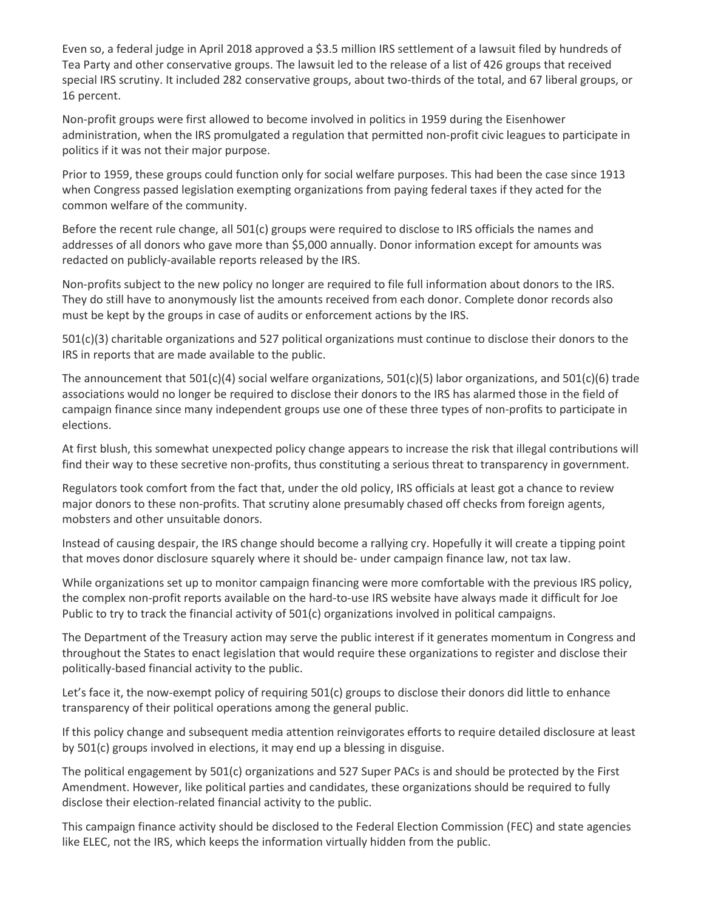Even so, a federal judge in April 2018 approved a $3.5 million IRS settlement of a lawsuit filed by hundreds of Tea Party and other conservative groups. The lawsuit led to the release of a list of 426 groups that received special IRS scrutiny. It included 282 conservative groups, about two-thirds of the total, and 67 liberal groups, or 16 percent.

Non-profit groups were first allowed to become involved in politics in 1959 during the Eisenhower administration, when the IRS promulgated a regulation that permitted non-profit civic leagues to participate in politics if it was not their major purpose.

Prior to 1959, these groups could function only for social welfare purposes. This had been the case since 1913 when Congress passed legislation exempting organizations from paying federal taxes if they acted for the common welfare of the community.

Before the recent rule change, all 501(c) groups were required to disclose to IRS officials the names and addresses of all donors who gave more than $5,000 annually. Donor information except for amounts was redacted on publicly-available reports released by the IRS.

Non-profits subject to the new policy no longer are required to file full information about donors to the IRS. They do still have to anonymously list the amounts received from each donor. Complete donor records also must be kept by the groups in case of audits or enforcement actions by the IRS.

501(c)(3) charitable organizations and 527 political organizations must continue to disclose their donors to the IRS in reports that are made available to the public.

The announcement that 501(c)(4) social welfare organizations, 501(c)(5) labor organizations, and 501(c)(6) trade associations would no longer be required to disclose their donors to the IRS has alarmed those in the field of campaign finance since many independent groups use one of these three types of non-profits to participate in elections.

At first blush, this somewhat unexpected policy change appears to increase the risk that illegal contributions will find their way to these secretive non-profits, thus constituting a serious threat to transparency in government.

Regulators took comfort from the fact that, under the old policy, IRS officials at least got a chance to review major donors to these non-profits. That scrutiny alone presumably chased off checks from foreign agents, mobsters and other unsuitable donors.

Instead of causing despair, the IRS change should become a rallying cry. Hopefully it will create a tipping point that moves donor disclosure squarely where it should be- under campaign finance law, not tax law.

While organizations set up to monitor campaign financing were more comfortable with the previous IRS policy, the complex non-profit reports available on the hard-to-use IRS website have always made it difficult for Joe Public to try to track the financial activity of 501(c) organizations involved in political campaigns.

The Department of the Treasury action may serve the public interest if it generates momentum in Congress and throughout the States to enact legislation that would require these organizations to register and disclose their politically-based financial activity to the public.

Let's face it, the now-exempt policy of requiring 501(c) groups to disclose their donors did little to enhance transparency of their political operations among the general public.

If this policy change and subsequent media attention reinvigorates efforts to require detailed disclosure at least by 501(c) groups involved in elections, it may end up a blessing in disguise.

The political engagement by 501(c) organizations and 527 Super PACs is and should be protected by the First Amendment. However, like political parties and candidates, these organizations should be required to fully disclose their election-related financial activity to the public.

This campaign finance activity should be disclosed to the Federal Election Commission (FEC) and state agencies like ELEC, not the IRS, which keeps the information virtually hidden from the public.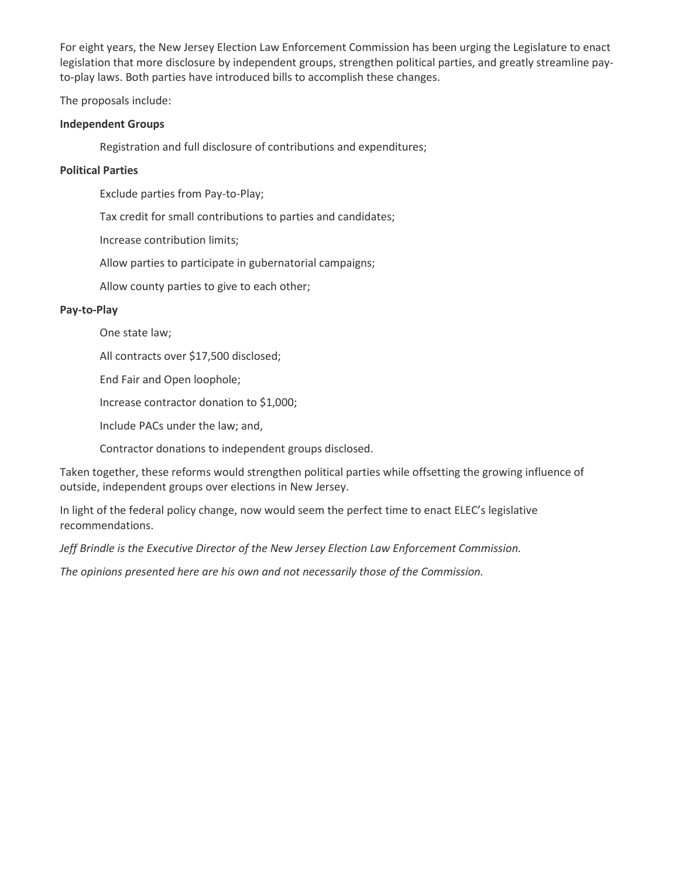For eight years, the New Jersey Election Law Enforcement Commission has been urging the Legislature to enact legislation that more disclosure by independent groups, strengthen political parties, and greatly streamline pay-to-play laws. Both parties have introduced bills to accomplish these changes.

The proposals include:

**Independent Groups**

Registration and full disclosure of contributions and expenditures;

**Political Parties**

Exclude parties from Pay-to-Play;

Tax credit for small contributions to parties and candidates;

Increase contribution limits;

Allow parties to participate in gubernatorial campaigns;

Allow county parties to give to each other;

**Pay-to-Play**

One state law;

All contracts over $17,500 disclosed;

End Fair and Open loophole;

Increase contractor donation to $1,000;

Include PACs under the law; and,

Contractor donations to independent groups disclosed.

Taken together, these reforms would strengthen political parties while offsetting the growing influence of outside, independent groups over elections in New Jersey.

In light of the federal policy change, now would seem the perfect time to enact ELEC's legislative recommendations.

*Jeff Brindle is the Executive Director of the New Jersey Election Law Enforcement Commission.*

*The opinions presented here are his own and not necessarily those of the Commission.*